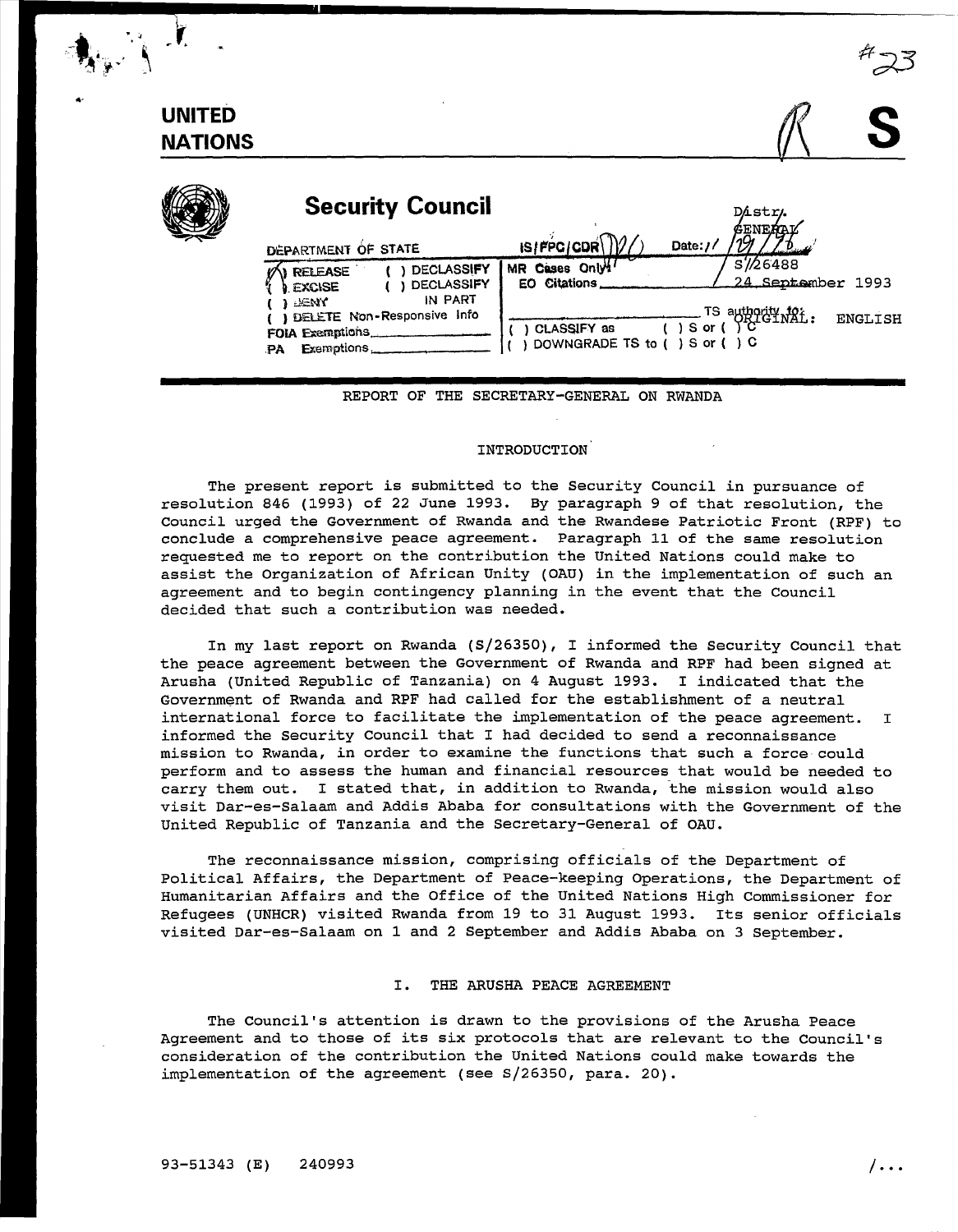UNITED NATIONS

S

# Security Council

DEPARTMENT OF STATE — IS/FPC/CDR — Date: 

(X) RELEASE ( ) DECLASSIFY — MR Cases Only
( ) EXCISE ( ) DECLASSIFY IN PART — EO Citations
( ) DENY
( ) DELETE Non-Responsive Info
FOIA Exemptions
PA Exemptions
( ) CLASSIFY as ( ) S or ( ) C
( ) DOWNGRADE TS to ( ) S or ( ) C
TS authority to:

Distr. GENERAL

S/26488
24 September 1993

ORIGINAL: ENGLISH

## REPORT OF THE SECRETARY-GENERAL ON RWANDA

### INTRODUCTION

The present report is submitted to the Security Council in pursuance of resolution 846 (1993) of 22 June 1993. By paragraph 9 of that resolution, the Council urged the Government of Rwanda and the Rwandese Patriotic Front (RPF) to conclude a comprehensive peace agreement. Paragraph 11 of the same resolution requested me to report on the contribution the United Nations could make to assist the Organization of African Unity (OAU) in the implementation of such an agreement and to begin contingency planning in the event that the Council decided that such a contribution was needed.

In my last report on Rwanda (S/26350), I informed the Security Council that the peace agreement between the Government of Rwanda and RPF had been signed at Arusha (United Republic of Tanzania) on 4 August 1993. I indicated that the Government of Rwanda and RPF had called for the establishment of a neutral international force to facilitate the implementation of the peace agreement. I informed the Security Council that I had decided to send a reconnaissance mission to Rwanda, in order to examine the functions that such a force could perform and to assess the human and financial resources that would be needed to carry them out. I stated that, in addition to Rwanda, the mission would also visit Dar-es-Salaam and Addis Ababa for consultations with the Government of the United Republic of Tanzania and the Secretary-General of OAU.

The reconnaissance mission, comprising officials of the Department of Political Affairs, the Department of Peace-keeping Operations, the Department of Humanitarian Affairs and the Office of the United Nations High Commissioner for Refugees (UNHCR) visited Rwanda from 19 to 31 August 1993. Its senior officials visited Dar-es-Salaam on 1 and 2 September and Addis Ababa on 3 September.

### I. THE ARUSHA PEACE AGREEMENT

The Council's attention is drawn to the provisions of the Arusha Peace Agreement and to those of its six protocols that are relevant to the Council's consideration of the contribution the United Nations could make towards the implementation of the agreement (see S/26350, para. 20).

93-51343 (E) 240993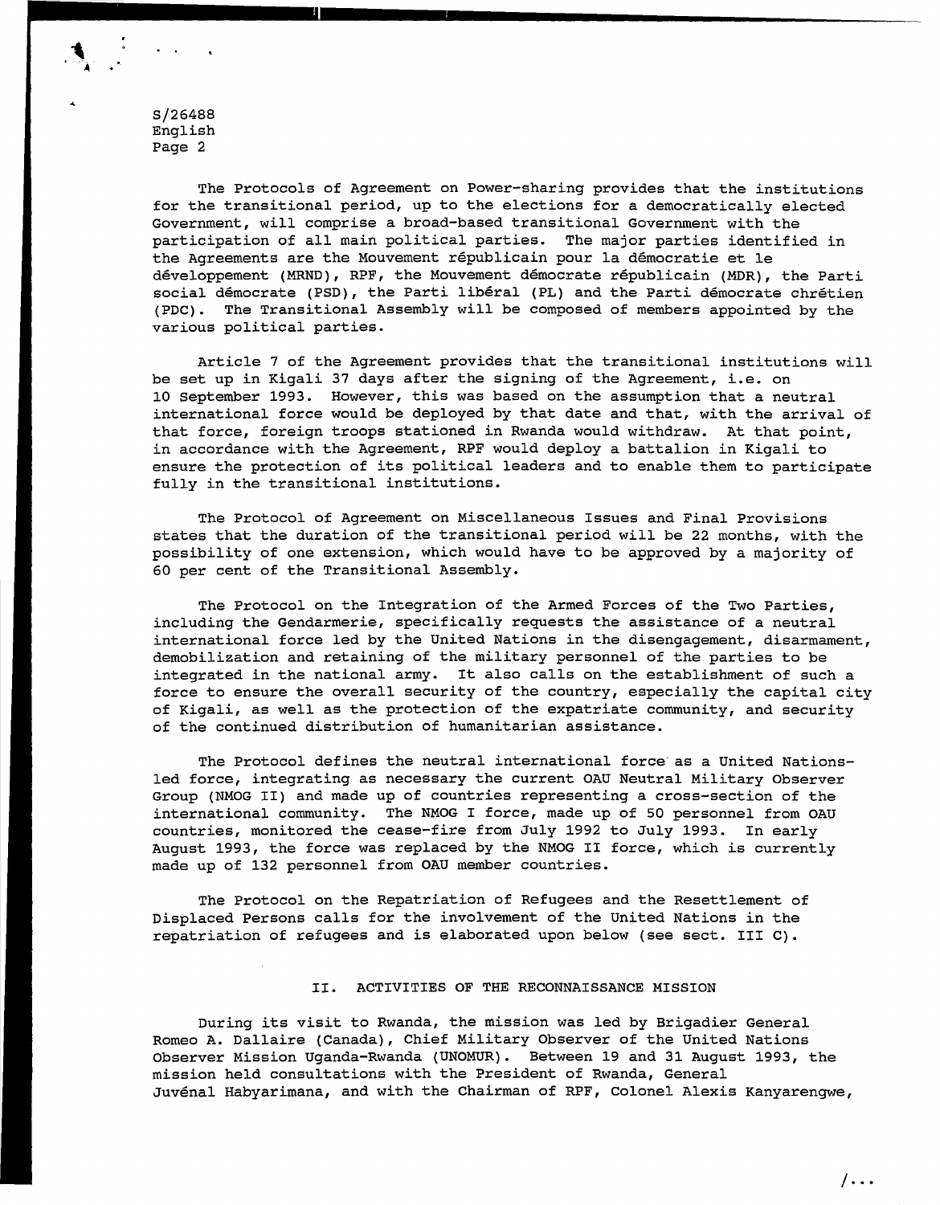The Protocols of Agreement on Power-sharing provides that the institutions for the transitional period, up to the elections for a democratically elected Government, will comprise a broad-based transitional Government with the participation of all main political parties. The major parties identified in the Agreements are the Mouvement républicain pour la démocratie et le développement (MRND), RPF, the Mouvement démocrate républicain (MDR), the Parti social démocrate (PSD), the Parti libéral (PL) and the Parti démocrate chrétien (PDC). The Transitional Assembly will be composed of members appointed by the various political parties.

Article 7 of the Agreement provides that the transitional institutions will be set up in Kigali 37 days after the signing of the Agreement, i.e. on 10 September 1993. However, this was based on the assumption that a neutral international force would be deployed by that date and that, with the arrival of that force, foreign troops stationed in Rwanda would withdraw. At that point, in accordance with the Agreement, RPF would deploy a battalion in Kigali to ensure the protection of its political leaders and to enable them to participate fully in the transitional institutions.

The Protocol of Agreement on Miscellaneous Issues and Final Provisions states that the duration of the transitional period will be 22 months, with the possibility of one extension, which would have to be approved by a majority of 60 per cent of the Transitional Assembly.

The Protocol on the Integration of the Armed Forces of the Two Parties, including the Gendarmerie, specifically requests the assistance of a neutral international force led by the United Nations in the disengagement, disarmament, demobilization and retaining of the military personnel of the parties to be integrated in the national army. It also calls on the establishment of such a force to ensure the overall security of the country, especially the capital city of Kigali, as well as the protection of the expatriate community, and security of the continued distribution of humanitarian assistance.

The Protocol defines the neutral international force as a United Nations-led force, integrating as necessary the current OAU Neutral Military Observer Group (NMOG II) and made up of countries representing a cross-section of the international community. The NMOG I force, made up of 50 personnel from OAU countries, monitored the cease-fire from July 1992 to July 1993. In early August 1993, the force was replaced by the NMOG II force, which is currently made up of 132 personnel from OAU member countries.

The Protocol on the Repatriation of Refugees and the Resettlement of Displaced Persons calls for the involvement of the United Nations in the repatriation of refugees and is elaborated upon below (see sect. III C).

## II. ACTIVITIES OF THE RECONNAISSANCE MISSION

During its visit to Rwanda, the mission was led by Brigadier General Romeo A. Dallaire (Canada), Chief Military Observer of the United Nations Observer Mission Uganda-Rwanda (UNOMUR). Between 19 and 31 August 1993, the mission held consultations with the President of Rwanda, General Juvénal Habyarimana, and with the Chairman of RPF, Colonel Alexis Kanyarengwe,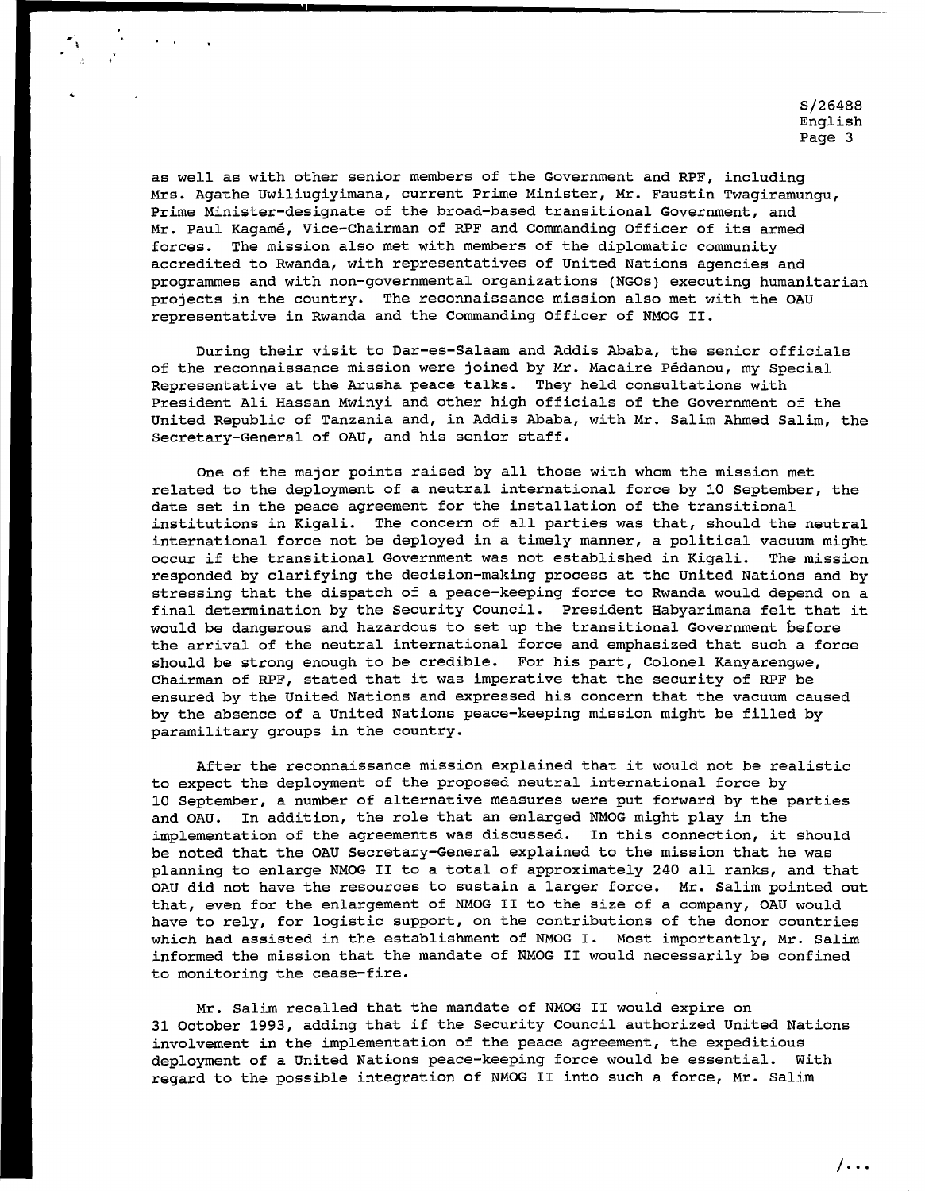as well as with other senior members of the Government and RPF, including Mrs. Agathe Uwiliugiyimana, current Prime Minister, Mr. Faustin Twagiramungu, Prime Minister-designate of the broad-based transitional Government, and Mr. Paul Kagamé, Vice-Chairman of RPF and Commanding Officer of its armed forces. The mission also met with members of the diplomatic community accredited to Rwanda, with representatives of United Nations agencies and programmes and with non-governmental organizations (NGOs) executing humanitarian projects in the country. The reconnaissance mission also met with the OAU representative in Rwanda and the Commanding Officer of NMOG II.

During their visit to Dar-es-Salaam and Addis Ababa, the senior officials of the reconnaissance mission were joined by Mr. Macaire Pédanou, my Special Representative at the Arusha peace talks. They held consultations with President Ali Hassan Mwinyi and other high officials of the Government of the United Republic of Tanzania and, in Addis Ababa, with Mr. Salim Ahmed Salim, the Secretary-General of OAU, and his senior staff.

One of the major points raised by all those with whom the mission met related to the deployment of a neutral international force by 10 September, the date set in the peace agreement for the installation of the transitional institutions in Kigali. The concern of all parties was that, should the neutral international force not be deployed in a timely manner, a political vacuum might occur if the transitional Government was not established in Kigali. The mission responded by clarifying the decision-making process at the United Nations and by stressing that the dispatch of a peace-keeping force to Rwanda would depend on a final determination by the Security Council. President Habyarimana felt that it would be dangerous and hazardous to set up the transitional Government before the arrival of the neutral international force and emphasized that such a force should be strong enough to be credible. For his part, Colonel Kanyarengwe, Chairman of RPF, stated that it was imperative that the security of RPF be ensured by the United Nations and expressed his concern that the vacuum caused by the absence of a United Nations peace-keeping mission might be filled by paramilitary groups in the country.

After the reconnaissance mission explained that it would not be realistic to expect the deployment of the proposed neutral international force by 10 September, a number of alternative measures were put forward by the parties and OAU. In addition, the role that an enlarged NMOG might play in the implementation of the agreements was discussed. In this connection, it should be noted that the OAU Secretary-General explained to the mission that he was planning to enlarge NMOG II to a total of approximately 240 all ranks, and that OAU did not have the resources to sustain a larger force. Mr. Salim pointed out that, even for the enlargement of NMOG II to the size of a company, OAU would have to rely, for logistic support, on the contributions of the donor countries which had assisted in the establishment of NMOG I. Most importantly, Mr. Salim informed the mission that the mandate of NMOG II would necessarily be confined to monitoring the cease-fire.

Mr. Salim recalled that the mandate of NMOG II would expire on 31 October 1993, adding that if the Security Council authorized United Nations involvement in the implementation of the peace agreement, the expeditious deployment of a United Nations peace-keeping force would be essential. With regard to the possible integration of NMOG II into such a force, Mr. Salim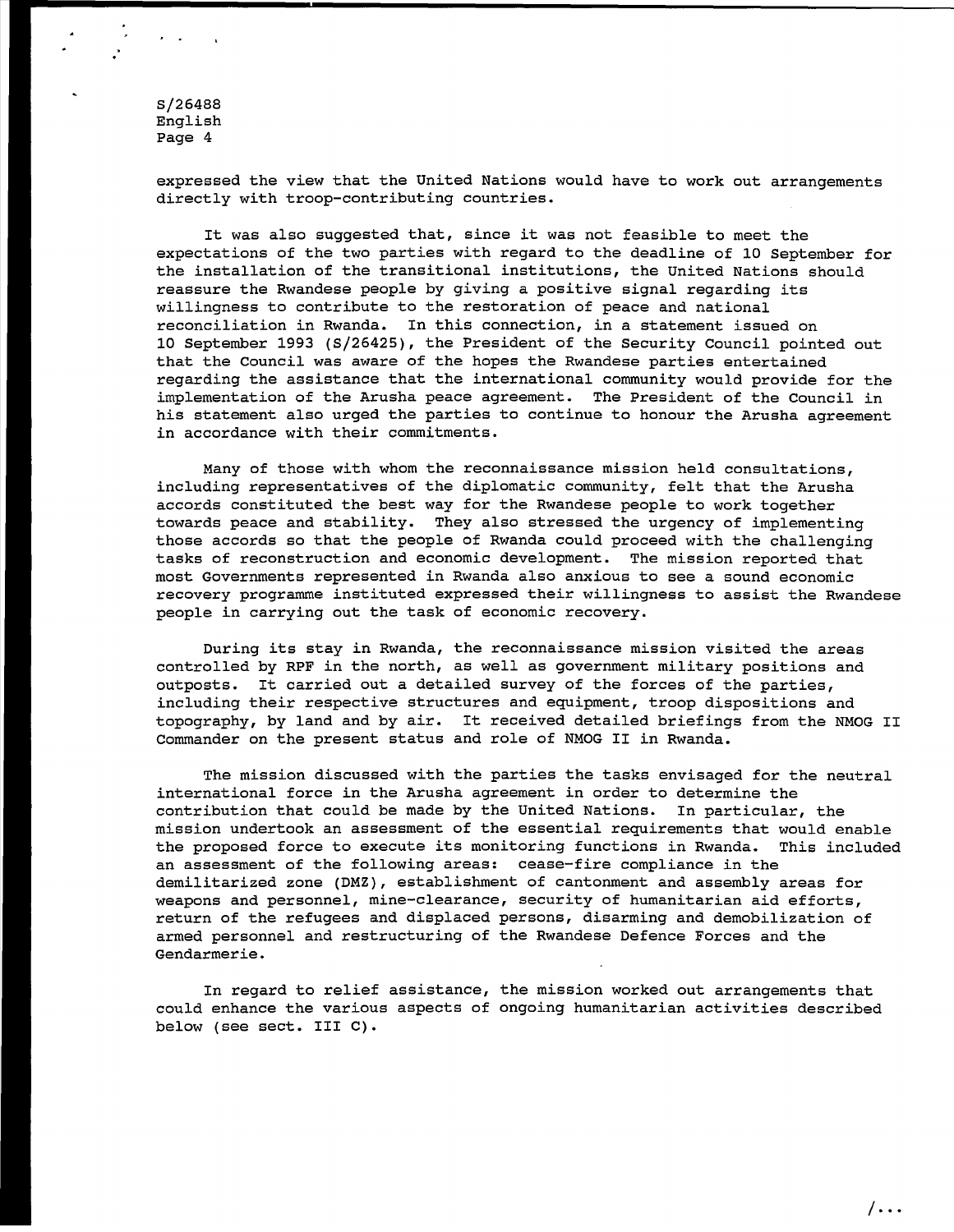expressed the view that the United Nations would have to work out arrangements directly with troop-contributing countries.

It was also suggested that, since it was not feasible to meet the expectations of the two parties with regard to the deadline of 10 September for the installation of the transitional institutions, the United Nations should reassure the Rwandese people by giving a positive signal regarding its willingness to contribute to the restoration of peace and national reconciliation in Rwanda. In this connection, in a statement issued on 10 September 1993 (S/26425), the President of the Security Council pointed out that the Council was aware of the hopes the Rwandese parties entertained regarding the assistance that the international community would provide for the implementation of the Arusha peace agreement. The President of the Council in his statement also urged the parties to continue to honour the Arusha agreement in accordance with their commitments.

Many of those with whom the reconnaissance mission held consultations, including representatives of the diplomatic community, felt that the Arusha accords constituted the best way for the Rwandese people to work together towards peace and stability. They also stressed the urgency of implementing those accords so that the people of Rwanda could proceed with the challenging tasks of reconstruction and economic development. The mission reported that most Governments represented in Rwanda also anxious to see a sound economic recovery programme instituted expressed their willingness to assist the Rwandese people in carrying out the task of economic recovery.

During its stay in Rwanda, the reconnaissance mission visited the areas controlled by RPF in the north, as well as government military positions and outposts. It carried out a detailed survey of the forces of the parties, including their respective structures and equipment, troop dispositions and topography, by land and by air. It received detailed briefings from the NMOG II Commander on the present status and role of NMOG II in Rwanda.

The mission discussed with the parties the tasks envisaged for the neutral international force in the Arusha agreement in order to determine the contribution that could be made by the United Nations. In particular, the mission undertook an assessment of the essential requirements that would enable the proposed force to execute its monitoring functions in Rwanda. This included an assessment of the following areas: cease-fire compliance in the demilitarized zone (DMZ), establishment of cantonment and assembly areas for weapons and personnel, mine-clearance, security of humanitarian aid efforts, return of the refugees and displaced persons, disarming and demobilization of armed personnel and restructuring of the Rwandese Defence Forces and the Gendarmerie.

In regard to relief assistance, the mission worked out arrangements that could enhance the various aspects of ongoing humanitarian activities described below (see sect. III C).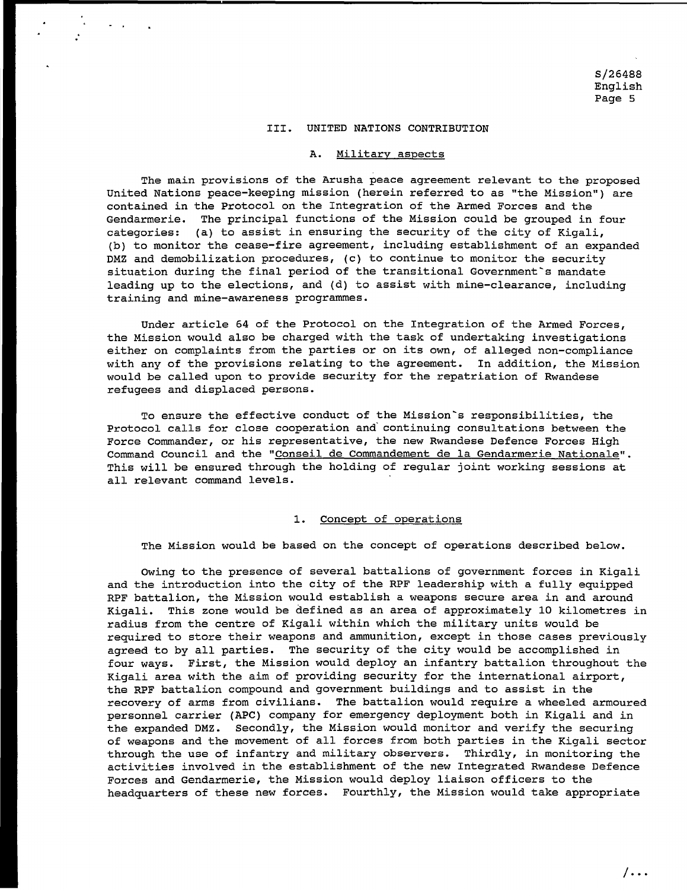## III. UNITED NATIONS CONTRIBUTION

### A. Military aspects

The main provisions of the Arusha peace agreement relevant to the proposed United Nations peace-keeping mission (herein referred to as "the Mission") are contained in the Protocol on the Integration of the Armed Forces and the Gendarmerie. The principal functions of the Mission could be grouped in four categories: (a) to assist in ensuring the security of the city of Kigali, (b) to monitor the cease-fire agreement, including establishment of an expanded DMZ and demobilization procedures, (c) to continue to monitor the security situation during the final period of the transitional Government's mandate leading up to the elections, and (d) to assist with mine-clearance, including training and mine-awareness programmes.

Under article 64 of the Protocol on the Integration of the Armed Forces, the Mission would also be charged with the task of undertaking investigations either on complaints from the parties or on its own, of alleged non-compliance with any of the provisions relating to the agreement. In addition, the Mission would be called upon to provide security for the repatriation of Rwandese refugees and displaced persons.

To ensure the effective conduct of the Mission's responsibilities, the Protocol calls for close cooperation and continuing consultations between the Force Commander, or his representative, the new Rwandese Defence Forces High Command Council and the "*Conseil de Commandement de la Gendarmerie Nationale*". This will be ensured through the holding of regular joint working sessions at all relevant command levels.

#### 1. Concept of operations

The Mission would be based on the concept of operations described below.

Owing to the presence of several battalions of government forces in Kigali and the introduction into the city of the RPF leadership with a fully equipped RPF battalion, the Mission would establish a weapons secure area in and around Kigali. This zone would be defined as an area of approximately 10 kilometres in radius from the centre of Kigali within which the military units would be required to store their weapons and ammunition, except in those cases previously agreed to by all parties. The security of the city would be accomplished in four ways. First, the Mission would deploy an infantry battalion throughout the Kigali area with the aim of providing security for the international airport, the RPF battalion compound and government buildings and to assist in the recovery of arms from civilians. The battalion would require a wheeled armoured personnel carrier (APC) company for emergency deployment both in Kigali and in the expanded DMZ. Secondly, the Mission would monitor and verify the securing of weapons and the movement of all forces from both parties in the Kigali sector through the use of infantry and military observers. Thirdly, in monitoring the activities involved in the establishment of the new Integrated Rwandese Defence Forces and Gendarmerie, the Mission would deploy liaison officers to the headquarters of these new forces. Fourthly, the Mission would take appropriate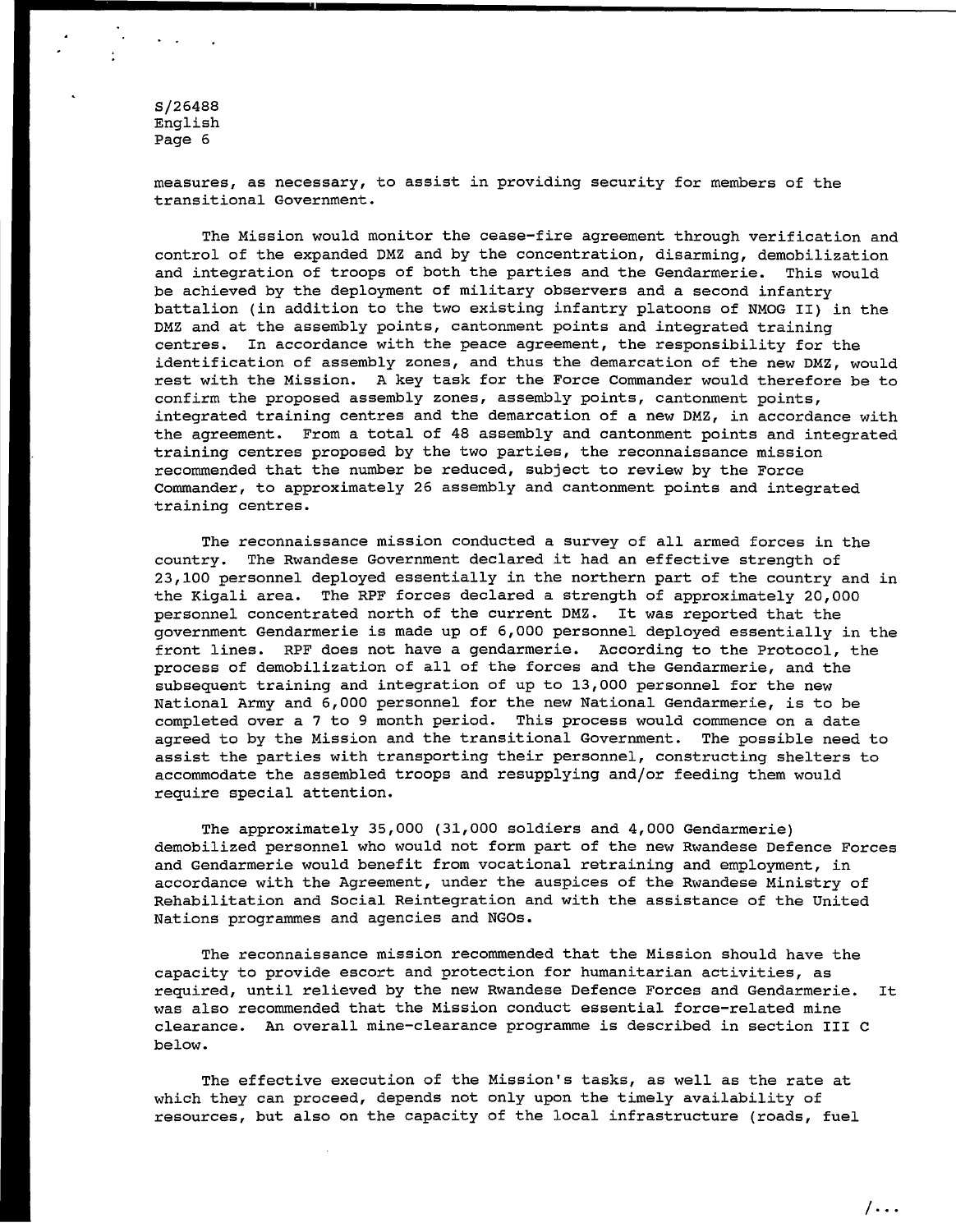measures, as necessary, to assist in providing security for members of the transitional Government.

The Mission would monitor the cease-fire agreement through verification and control of the expanded DMZ and by the concentration, disarming, demobilization and integration of troops of both the parties and the Gendarmerie. This would be achieved by the deployment of military observers and a second infantry battalion (in addition to the two existing infantry platoons of NMOG II) in the DMZ and at the assembly points, cantonment points and integrated training centres. In accordance with the peace agreement, the responsibility for the identification of assembly zones, and thus the demarcation of the new DMZ, would rest with the Mission. A key task for the Force Commander would therefore be to confirm the proposed assembly zones, assembly points, cantonment points, integrated training centres and the demarcation of a new DMZ, in accordance with the agreement. From a total of 48 assembly and cantonment points and integrated training centres proposed by the two parties, the reconnaissance mission recommended that the number be reduced, subject to review by the Force Commander, to approximately 26 assembly and cantonment points and integrated training centres.

The reconnaissance mission conducted a survey of all armed forces in the country. The Rwandese Government declared it had an effective strength of 23,100 personnel deployed essentially in the northern part of the country and in the Kigali area. The RPF forces declared a strength of approximately 20,000 personnel concentrated north of the current DMZ. It was reported that the government Gendarmerie is made up of 6,000 personnel deployed essentially in the front lines. RPF does not have a gendarmerie. According to the Protocol, the process of demobilization of all of the forces and the Gendarmerie, and the subsequent training and integration of up to 13,000 personnel for the new National Army and 6,000 personnel for the new National Gendarmerie, is to be completed over a 7 to 9 month period. This process would commence on a date agreed to by the Mission and the transitional Government. The possible need to assist the parties with transporting their personnel, constructing shelters to accommodate the assembled troops and resupplying and/or feeding them would require special attention.

The approximately 35,000 (31,000 soldiers and 4,000 Gendarmerie) demobilized personnel who would not form part of the new Rwandese Defence Forces and Gendarmerie would benefit from vocational retraining and employment, in accordance with the Agreement, under the auspices of the Rwandese Ministry of Rehabilitation and Social Reintegration and with the assistance of the United Nations programmes and agencies and NGOs.

The reconnaissance mission recommended that the Mission should have the capacity to provide escort and protection for humanitarian activities, as required, until relieved by the new Rwandese Defence Forces and Gendarmerie. It was also recommended that the Mission conduct essential force-related mine clearance. An overall mine-clearance programme is described in section III C below.

The effective execution of the Mission's tasks, as well as the rate at which they can proceed, depends not only upon the timely availability of resources, but also on the capacity of the local infrastructure (roads, fuel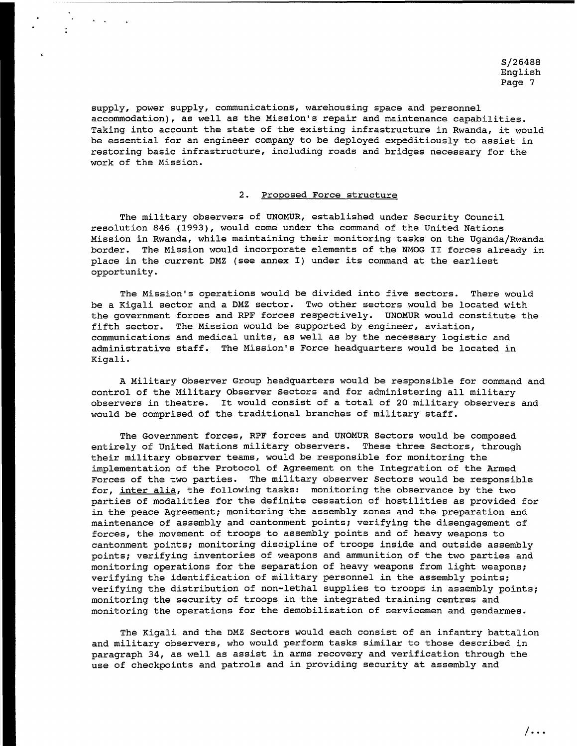supply, power supply, communications, warehousing space and personnel accommodation), as well as the Mission's repair and maintenance capabilities. Taking into account the state of the existing infrastructure in Rwanda, it would be essential for an engineer company to be deployed expeditiously to assist in restoring basic infrastructure, including roads and bridges necessary for the work of the Mission.

### 2. Proposed Force structure

The military observers of UNOMUR, established under Security Council resolution 846 (1993), would come under the command of the United Nations Mission in Rwanda, while maintaining their monitoring tasks on the Uganda/Rwanda border. The Mission would incorporate elements of the NMOG II forces already in place in the current DMZ (see annex I) under its command at the earliest opportunity.

The Mission's operations would be divided into five sectors. There would be a Kigali sector and a DMZ sector. Two other sectors would be located with the government forces and RPF forces respectively. UNOMUR would constitute the fifth sector. The Mission would be supported by engineer, aviation, communications and medical units, as well as by the necessary logistic and administrative staff. The Mission's Force headquarters would be located in Kigali.

A Military Observer Group headquarters would be responsible for command and control of the Military Observer Sectors and for administering all military observers in theatre. It would consist of a total of 20 military observers and would be comprised of the traditional branches of military staff.

The Government forces, RPF forces and UNOMUR Sectors would be composed entirely of United Nations military observers. These three Sectors, through their military observer teams, would be responsible for monitoring the implementation of the Protocol of Agreement on the Integration of the Armed Forces of the two parties. The military observer Sectors would be responsible for, *inter alia*, the following tasks: monitoring the observance by the two parties of modalities for the definite cessation of hostilities as provided for in the peace Agreement; monitoring the assembly zones and the preparation and maintenance of assembly and cantonment points; verifying the disengagement of forces, the movement of troops to assembly points and of heavy weapons to cantonment points; monitoring discipline of troops inside and outside assembly points; verifying inventories of weapons and ammunition of the two parties and monitoring operations for the separation of heavy weapons from light weapons; verifying the identification of military personnel in the assembly points; verifying the distribution of non-lethal supplies to troops in assembly points; monitoring the security of troops in the integrated training centres and monitoring the operations for the demobilization of servicemen and gendarmes.

The Kigali and the DMZ Sectors would each consist of an infantry battalion and military observers, who would perform tasks similar to those described in paragraph 34, as well as assist in arms recovery and verification through the use of checkpoints and patrols and in providing security at assembly and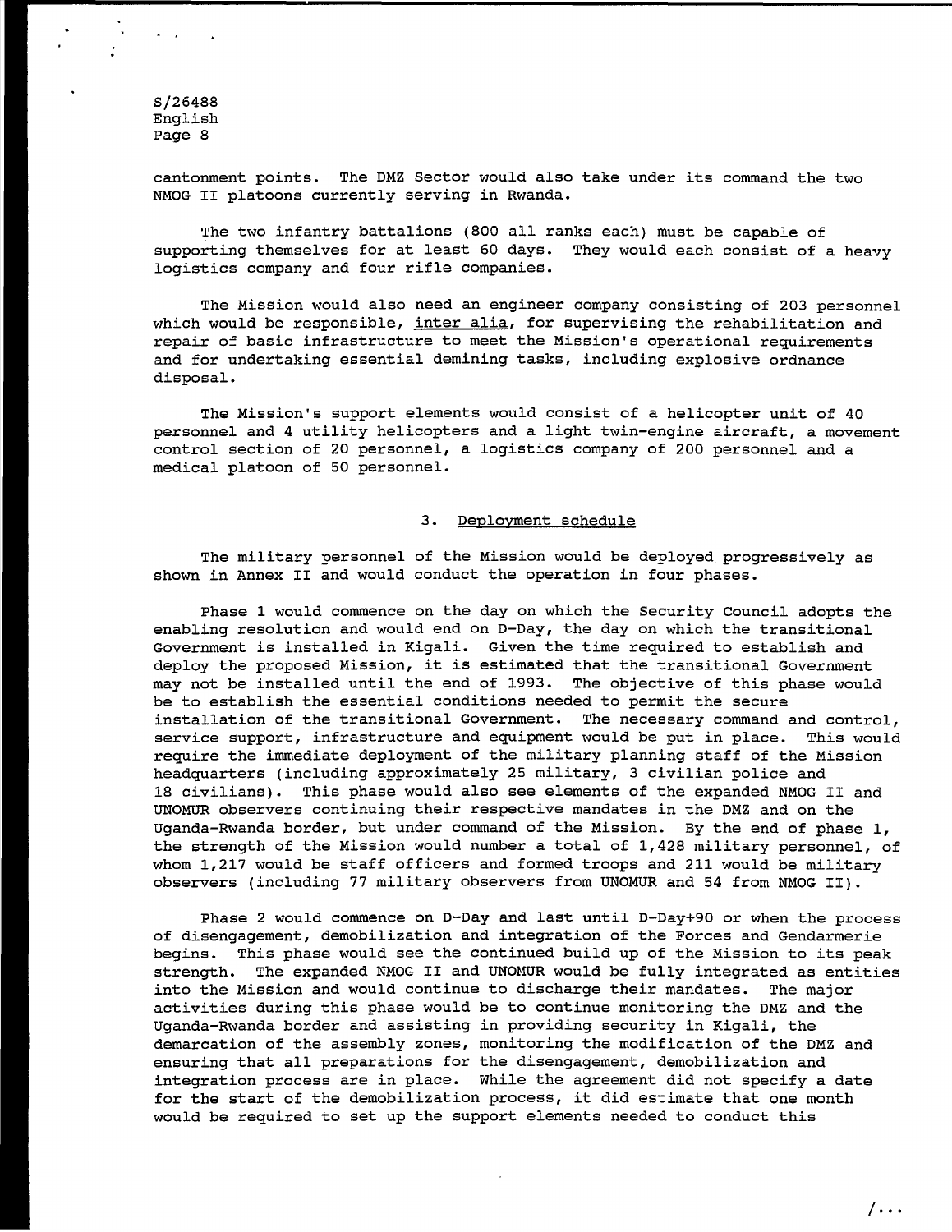cantonment points. The DMZ Sector would also take under its command the two NMOG II platoons currently serving in Rwanda.

The two infantry battalions (800 all ranks each) must be capable of supporting themselves for at least 60 days. They would each consist of a heavy logistics company and four rifle companies.

The Mission would also need an engineer company consisting of 203 personnel which would be responsible, inter alia, for supervising the rehabilitation and repair of basic infrastructure to meet the Mission's operational requirements and for undertaking essential demining tasks, including explosive ordnance disposal.

The Mission's support elements would consist of a helicopter unit of 40 personnel and 4 utility helicopters and a light twin-engine aircraft, a movement control section of 20 personnel, a logistics company of 200 personnel and a medical platoon of 50 personnel.

### 3. Deployment schedule

The military personnel of the Mission would be deployed progressively as shown in Annex II and would conduct the operation in four phases.

Phase 1 would commence on the day on which the Security Council adopts the enabling resolution and would end on D-Day, the day on which the transitional Government is installed in Kigali. Given the time required to establish and deploy the proposed Mission, it is estimated that the transitional Government may not be installed until the end of 1993. The objective of this phase would be to establish the essential conditions needed to permit the secure installation of the transitional Government. The necessary command and control, service support, infrastructure and equipment would be put in place. This would require the immediate deployment of the military planning staff of the Mission headquarters (including approximately 25 military, 3 civilian police and 18 civilians). This phase would also see elements of the expanded NMOG II and UNOMUR observers continuing their respective mandates in the DMZ and on the Uganda-Rwanda border, but under command of the Mission. By the end of phase 1, the strength of the Mission would number a total of 1,428 military personnel, of whom 1,217 would be staff officers and formed troops and 211 would be military observers (including 77 military observers from UNOMUR and 54 from NMOG II).

Phase 2 would commence on D-Day and last until D-Day+90 or when the process of disengagement, demobilization and integration of the Forces and Gendarmerie begins. This phase would see the continued build up of the Mission to its peak strength. The expanded NMOG II and UNOMUR would be fully integrated as entities into the Mission and would continue to discharge their mandates. The major activities during this phase would be to continue monitoring the DMZ and the Uganda-Rwanda border and assisting in providing security in Kigali, the demarcation of the assembly zones, monitoring the modification of the DMZ and ensuring that all preparations for the disengagement, demobilization and integration process are in place. While the agreement did not specify a date for the start of the demobilization process, it did estimate that one month would be required to set up the support elements needed to conduct this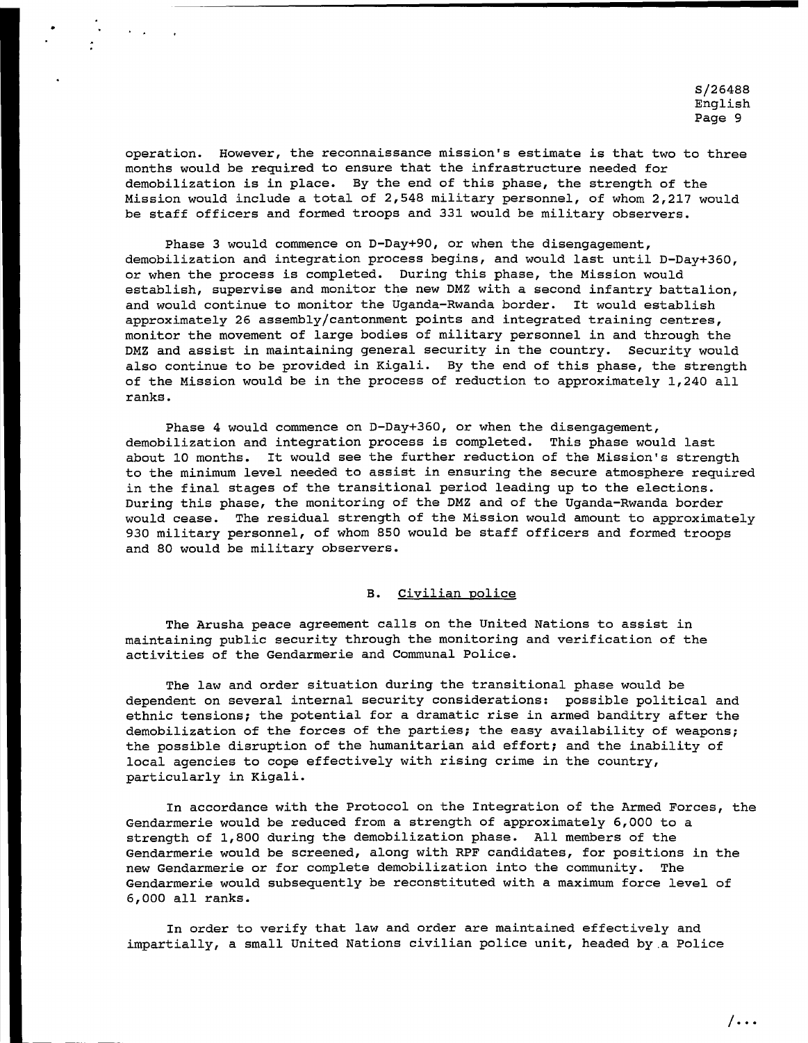operation. However, the reconnaissance mission's estimate is that two to three months would be required to ensure that the infrastructure needed for demobilization is in place. By the end of this phase, the strength of the Mission would include a total of 2,548 military personnel, of whom 2,217 would be staff officers and formed troops and 331 would be military observers.

Phase 3 would commence on D-Day+90, or when the disengagement, demobilization and integration process begins, and would last until D-Day+360, or when the process is completed. During this phase, the Mission would establish, supervise and monitor the new DMZ with a second infantry battalion, and would continue to monitor the Uganda-Rwanda border. It would establish approximately 26 assembly/cantonment points and integrated training centres, monitor the movement of large bodies of military personnel in and through the DMZ and assist in maintaining general security in the country. Security would also continue to be provided in Kigali. By the end of this phase, the strength of the Mission would be in the process of reduction to approximately 1,240 all ranks.

Phase 4 would commence on D-Day+360, or when the disengagement, demobilization and integration process is completed. This phase would last about 10 months. It would see the further reduction of the Mission's strength to the minimum level needed to assist in ensuring the secure atmosphere required in the final stages of the transitional period leading up to the elections. During this phase, the monitoring of the DMZ and of the Uganda-Rwanda border would cease. The residual strength of the Mission would amount to approximately 930 military personnel, of whom 850 would be staff officers and formed troops and 80 would be military observers.

## B. Civilian police

The Arusha peace agreement calls on the United Nations to assist in maintaining public security through the monitoring and verification of the activities of the Gendarmerie and Communal Police.

The law and order situation during the transitional phase would be dependent on several internal security considerations: possible political and ethnic tensions; the potential for a dramatic rise in armed banditry after the demobilization of the forces of the parties; the easy availability of weapons; the possible disruption of the humanitarian aid effort; and the inability of local agencies to cope effectively with rising crime in the country, particularly in Kigali.

In accordance with the Protocol on the Integration of the Armed Forces, the Gendarmerie would be reduced from a strength of approximately 6,000 to a strength of 1,800 during the demobilization phase. All members of the Gendarmerie would be screened, along with RPF candidates, for positions in the new Gendarmerie or for complete demobilization into the community. The Gendarmerie would subsequently be reconstituted with a maximum force level of 6,000 all ranks.

In order to verify that law and order are maintained effectively and impartially, a small United Nations civilian police unit, headed by a Police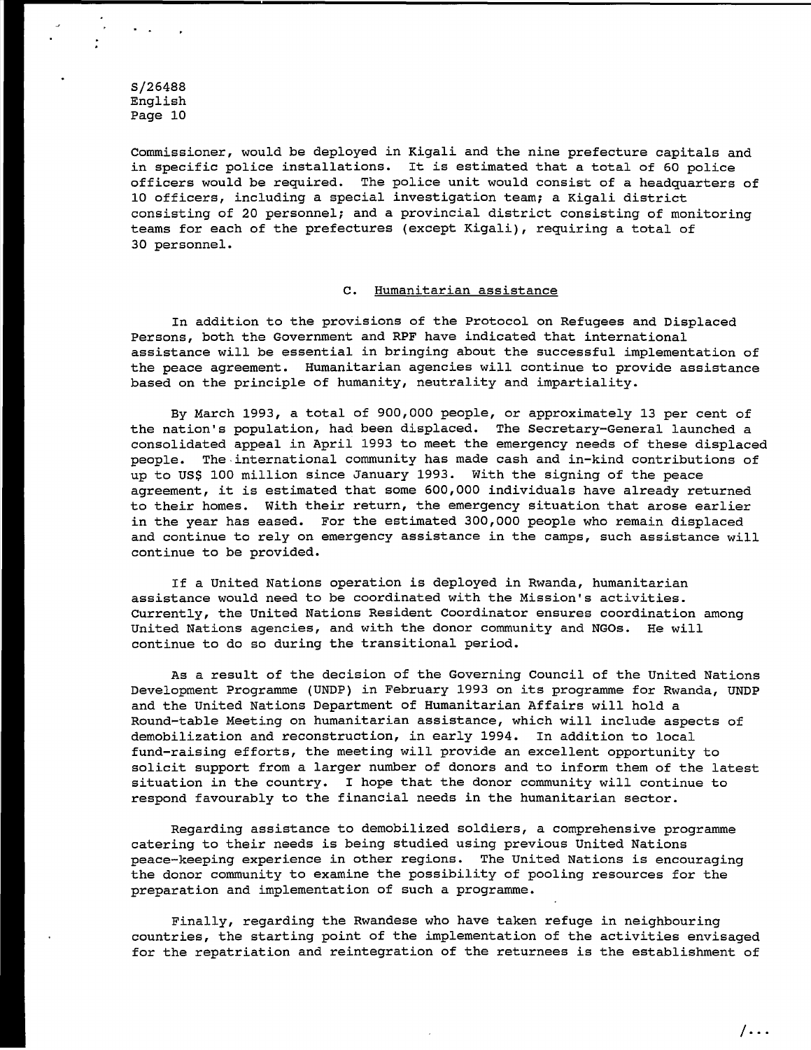Commissioner, would be deployed in Kigali and the nine prefecture capitals and in specific police installations. It is estimated that a total of 60 police officers would be required. The police unit would consist of a headquarters of 10 officers, including a special investigation team; a Kigali district consisting of 20 personnel; and a provincial district consisting of monitoring teams for each of the prefectures (except Kigali), requiring a total of 30 personnel.

### C. Humanitarian assistance

In addition to the provisions of the Protocol on Refugees and Displaced Persons, both the Government and RPF have indicated that international assistance will be essential in bringing about the successful implementation of the peace agreement. Humanitarian agencies will continue to provide assistance based on the principle of humanity, neutrality and impartiality.

By March 1993, a total of 900,000 people, or approximately 13 per cent of the nation's population, had been displaced. The Secretary-General launched a consolidated appeal in April 1993 to meet the emergency needs of these displaced people. The international community has made cash and in-kind contributions of up to US$ 100 million since January 1993. With the signing of the peace agreement, it is estimated that some 600,000 individuals have already returned to their homes. With their return, the emergency situation that arose earlier in the year has eased. For the estimated 300,000 people who remain displaced and continue to rely on emergency assistance in the camps, such assistance will continue to be provided.

If a United Nations operation is deployed in Rwanda, humanitarian assistance would need to be coordinated with the Mission's activities. Currently, the United Nations Resident Coordinator ensures coordination among United Nations agencies, and with the donor community and NGOs. He will continue to do so during the transitional period.

As a result of the decision of the Governing Council of the United Nations Development Programme (UNDP) in February 1993 on its programme for Rwanda, UNDP and the United Nations Department of Humanitarian Affairs will hold a Round-table Meeting on humanitarian assistance, which will include aspects of demobilization and reconstruction, in early 1994. In addition to local fund-raising efforts, the meeting will provide an excellent opportunity to solicit support from a larger number of donors and to inform them of the latest situation in the country. I hope that the donor community will continue to respond favourably to the financial needs in the humanitarian sector.

Regarding assistance to demobilized soldiers, a comprehensive programme catering to their needs is being studied using previous United Nations peace-keeping experience in other regions. The United Nations is encouraging the donor community to examine the possibility of pooling resources for the preparation and implementation of such a programme.

Finally, regarding the Rwandese who have taken refuge in neighbouring countries, the starting point of the implementation of the activities envisaged for the repatriation and reintegration of the returnees is the establishment of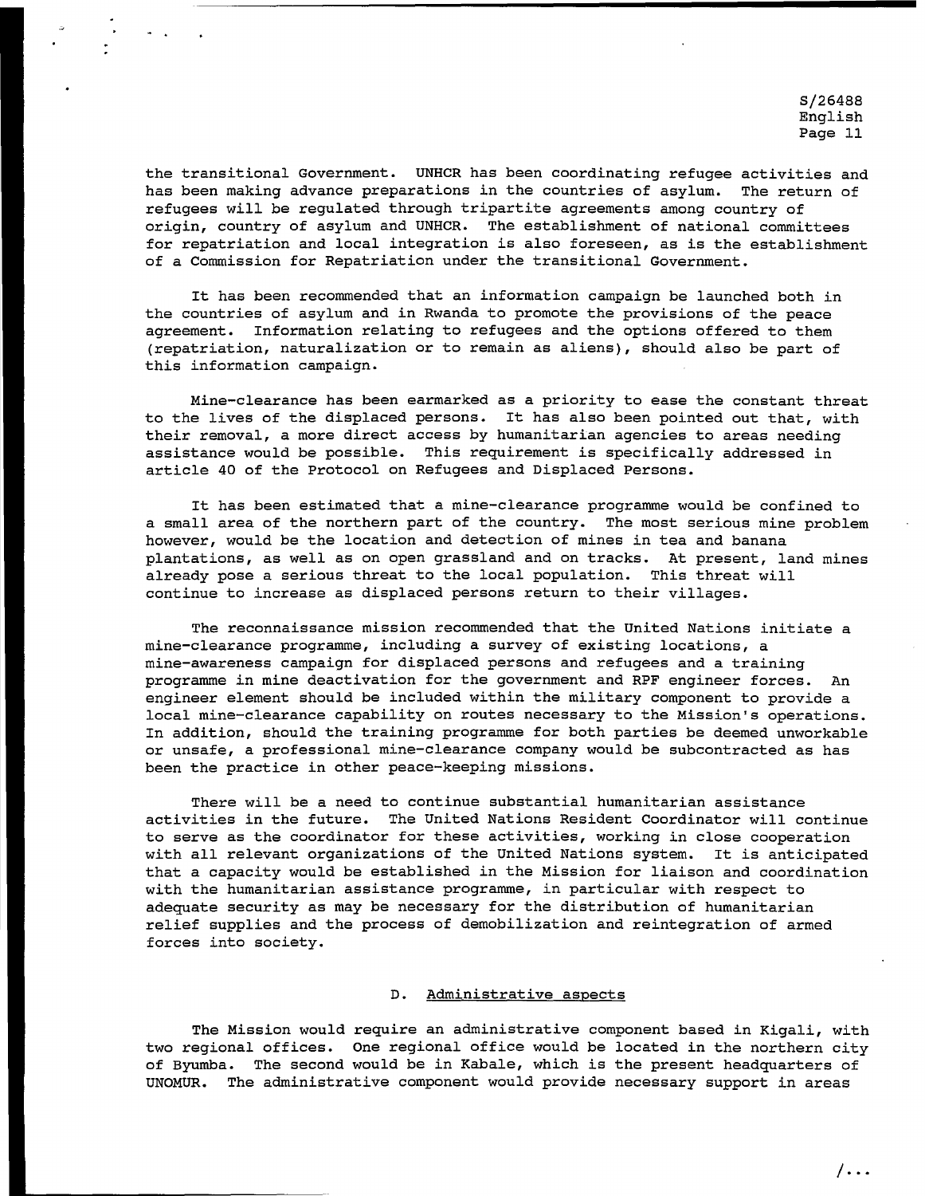the transitional Government. UNHCR has been coordinating refugee activities and has been making advance preparations in the countries of asylum. The return of refugees will be regulated through tripartite agreements among country of origin, country of asylum and UNHCR. The establishment of national committees for repatriation and local integration is also foreseen, as is the establishment of a Commission for Repatriation under the transitional Government.

It has been recommended that an information campaign be launched both in the countries of asylum and in Rwanda to promote the provisions of the peace agreement. Information relating to refugees and the options offered to them (repatriation, naturalization or to remain as aliens), should also be part of this information campaign.

Mine-clearance has been earmarked as a priority to ease the constant threat to the lives of the displaced persons. It has also been pointed out that, with their removal, a more direct access by humanitarian agencies to areas needing assistance would be possible. This requirement is specifically addressed in article 40 of the Protocol on Refugees and Displaced Persons.

It has been estimated that a mine-clearance programme would be confined to a small area of the northern part of the country. The most serious mine problem however, would be the location and detection of mines in tea and banana plantations, as well as on open grassland and on tracks. At present, land mines already pose a serious threat to the local population. This threat will continue to increase as displaced persons return to their villages.

The reconnaissance mission recommended that the United Nations initiate a mine-clearance programme, including a survey of existing locations, a mine-awareness campaign for displaced persons and refugees and a training programme in mine deactivation for the government and RPF engineer forces. An engineer element should be included within the military component to provide a local mine-clearance capability on routes necessary to the Mission's operations. In addition, should the training programme for both parties be deemed unworkable or unsafe, a professional mine-clearance company would be subcontracted as has been the practice in other peace-keeping missions.

There will be a need to continue substantial humanitarian assistance activities in the future. The United Nations Resident Coordinator will continue to serve as the coordinator for these activities, working in close cooperation with all relevant organizations of the United Nations system. It is anticipated that a capacity would be established in the Mission for liaison and coordination with the humanitarian assistance programme, in particular with respect to adequate security as may be necessary for the distribution of humanitarian relief supplies and the process of demobilization and reintegration of armed forces into society.

## D. Administrative aspects

The Mission would require an administrative component based in Kigali, with two regional offices. One regional office would be located in the northern city of Byumba. The second would be in Kabale, which is the present headquarters of UNOMUR. The administrative component would provide necessary support in areas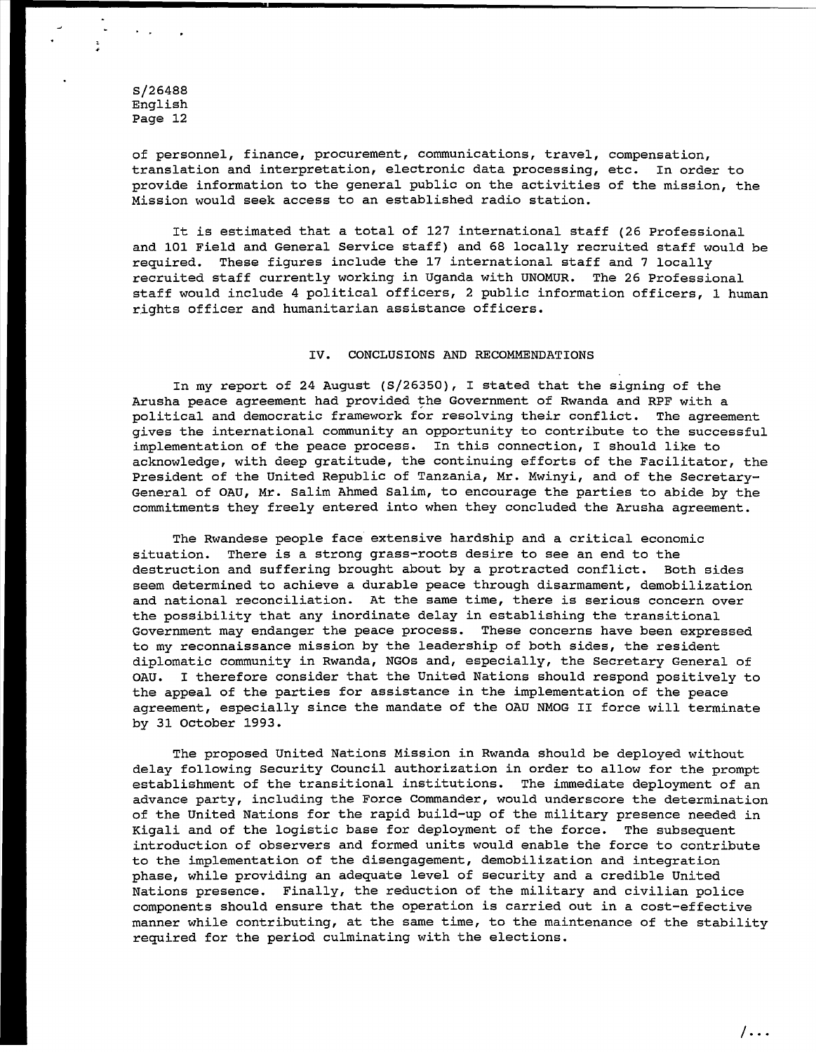of personnel, finance, procurement, communications, travel, compensation, translation and interpretation, electronic data processing, etc. In order to provide information to the general public on the activities of the mission, the Mission would seek access to an established radio station.

It is estimated that a total of 127 international staff (26 Professional and 101 Field and General Service staff) and 68 locally recruited staff would be required. These figures include the 17 international staff and 7 locally recruited staff currently working in Uganda with UNOMUR. The 26 Professional staff would include 4 political officers, 2 public information officers, 1 human rights officer and humanitarian assistance officers.

## IV. CONCLUSIONS AND RECOMMENDATIONS

In my report of 24 August (S/26350), I stated that the signing of the Arusha peace agreement had provided the Government of Rwanda and RPF with a political and democratic framework for resolving their conflict. The agreement gives the international community an opportunity to contribute to the successful implementation of the peace process. In this connection, I should like to acknowledge, with deep gratitude, the continuing efforts of the Facilitator, the President of the United Republic of Tanzania, Mr. Mwinyi, and of the Secretary-General of OAU, Mr. Salim Ahmed Salim, to encourage the parties to abide by the commitments they freely entered into when they concluded the Arusha agreement.

The Rwandese people face extensive hardship and a critical economic situation. There is a strong grass-roots desire to see an end to the destruction and suffering brought about by a protracted conflict. Both sides seem determined to achieve a durable peace through disarmament, demobilization and national reconciliation. At the same time, there is serious concern over the possibility that any inordinate delay in establishing the transitional Government may endanger the peace process. These concerns have been expressed to my reconnaissance mission by the leadership of both sides, the resident diplomatic community in Rwanda, NGOs and, especially, the Secretary General of OAU. I therefore consider that the United Nations should respond positively to the appeal of the parties for assistance in the implementation of the peace agreement, especially since the mandate of the OAU NMOG II force will terminate by 31 October 1993.

The proposed United Nations Mission in Rwanda should be deployed without delay following Security Council authorization in order to allow for the prompt establishment of the transitional institutions. The immediate deployment of an advance party, including the Force Commander, would underscore the determination of the United Nations for the rapid build-up of the military presence needed in Kigali and of the logistic base for deployment of the force. The subsequent introduction of observers and formed units would enable the force to contribute to the implementation of the disengagement, demobilization and integration phase, while providing an adequate level of security and a credible United Nations presence. Finally, the reduction of the military and civilian police components should ensure that the operation is carried out in a cost-effective manner while contributing, at the same time, to the maintenance of the stability required for the period culminating with the elections.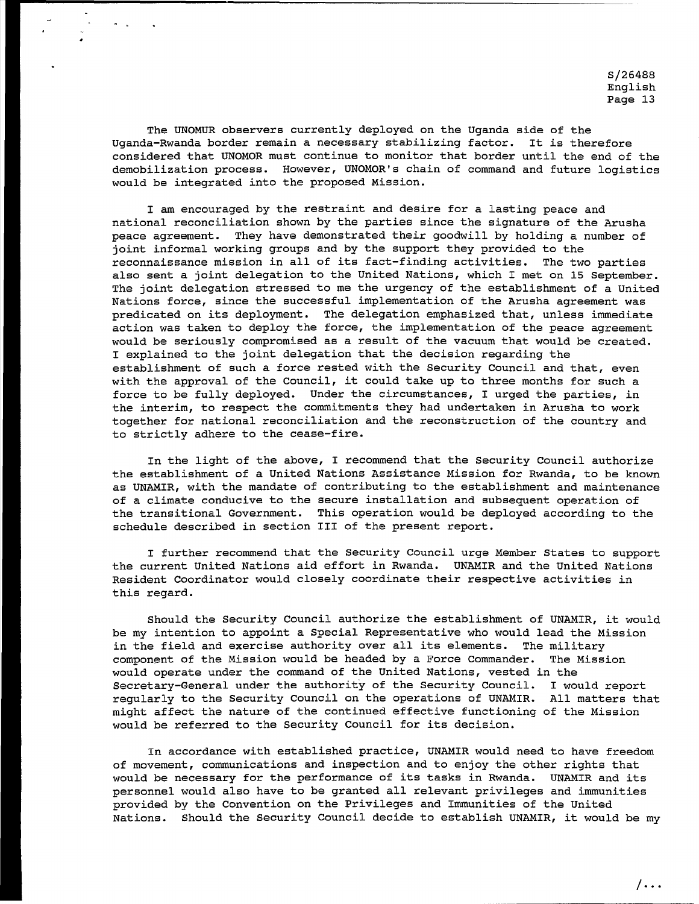The UNOMUR observers currently deployed on the Uganda side of the Uganda-Rwanda border remain a necessary stabilizing factor. It is therefore considered that UNOMOR must continue to monitor that border until the end of the demobilization process. However, UNOMOR's chain of command and future logistics would be integrated into the proposed Mission.

I am encouraged by the restraint and desire for a lasting peace and national reconciliation shown by the parties since the signature of the Arusha peace agreement. They have demonstrated their goodwill by holding a number of joint informal working groups and by the support they provided to the reconnaissance mission in all of its fact-finding activities. The two parties also sent a joint delegation to the United Nations, which I met on 15 September. The joint delegation stressed to me the urgency of the establishment of a United Nations force, since the successful implementation of the Arusha agreement was predicated on its deployment. The delegation emphasized that, unless immediate action was taken to deploy the force, the implementation of the peace agreement would be seriously compromised as a result of the vacuum that would be created. I explained to the joint delegation that the decision regarding the establishment of such a force rested with the Security Council and that, even with the approval of the Council, it could take up to three months for such a force to be fully deployed. Under the circumstances, I urged the parties, in the interim, to respect the commitments they had undertaken in Arusha to work together for national reconciliation and the reconstruction of the country and to strictly adhere to the cease-fire.

In the light of the above, I recommend that the Security Council authorize the establishment of a United Nations Assistance Mission for Rwanda, to be known as UNAMIR, with the mandate of contributing to the establishment and maintenance of a climate conducive to the secure installation and subsequent operation of the transitional Government. This operation would be deployed according to the schedule described in section III of the present report.

I further recommend that the Security Council urge Member States to support the current United Nations aid effort in Rwanda. UNAMIR and the United Nations Resident Coordinator would closely coordinate their respective activities in this regard.

Should the Security Council authorize the establishment of UNAMIR, it would be my intention to appoint a Special Representative who would lead the Mission in the field and exercise authority over all its elements. The military component of the Mission would be headed by a Force Commander. The Mission would operate under the command of the United Nations, vested in the Secretary-General under the authority of the Security Council. I would report regularly to the Security Council on the operations of UNAMIR. All matters that might affect the nature of the continued effective functioning of the Mission would be referred to the Security Council for its decision.

In accordance with established practice, UNAMIR would need to have freedom of movement, communications and inspection and to enjoy the other rights that would be necessary for the performance of its tasks in Rwanda. UNAMIR and its personnel would also have to be granted all relevant privileges and immunities provided by the Convention on the Privileges and Immunities of the United Nations. Should the Security Council decide to establish UNAMIR, it would be my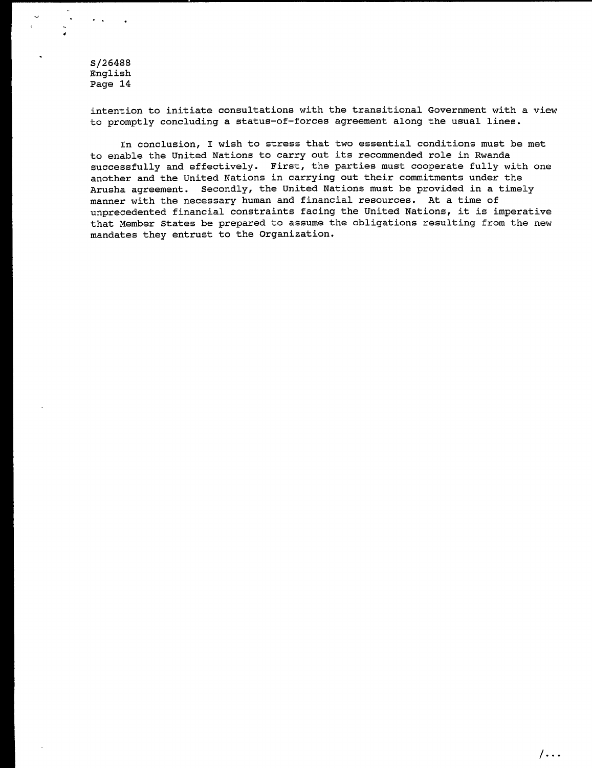intention to initiate consultations with the transitional Government with a view to promptly concluding a status-of-forces agreement along the usual lines.

In conclusion, I wish to stress that two essential conditions must be met to enable the United Nations to carry out its recommended role in Rwanda successfully and effectively. First, the parties must cooperate fully with one another and the United Nations in carrying out their commitments under the Arusha agreement. Secondly, the United Nations must be provided in a timely manner with the necessary human and financial resources. At a time of unprecedented financial constraints facing the United Nations, it is imperative that Member States be prepared to assume the obligations resulting from the new mandates they entrust to the Organization.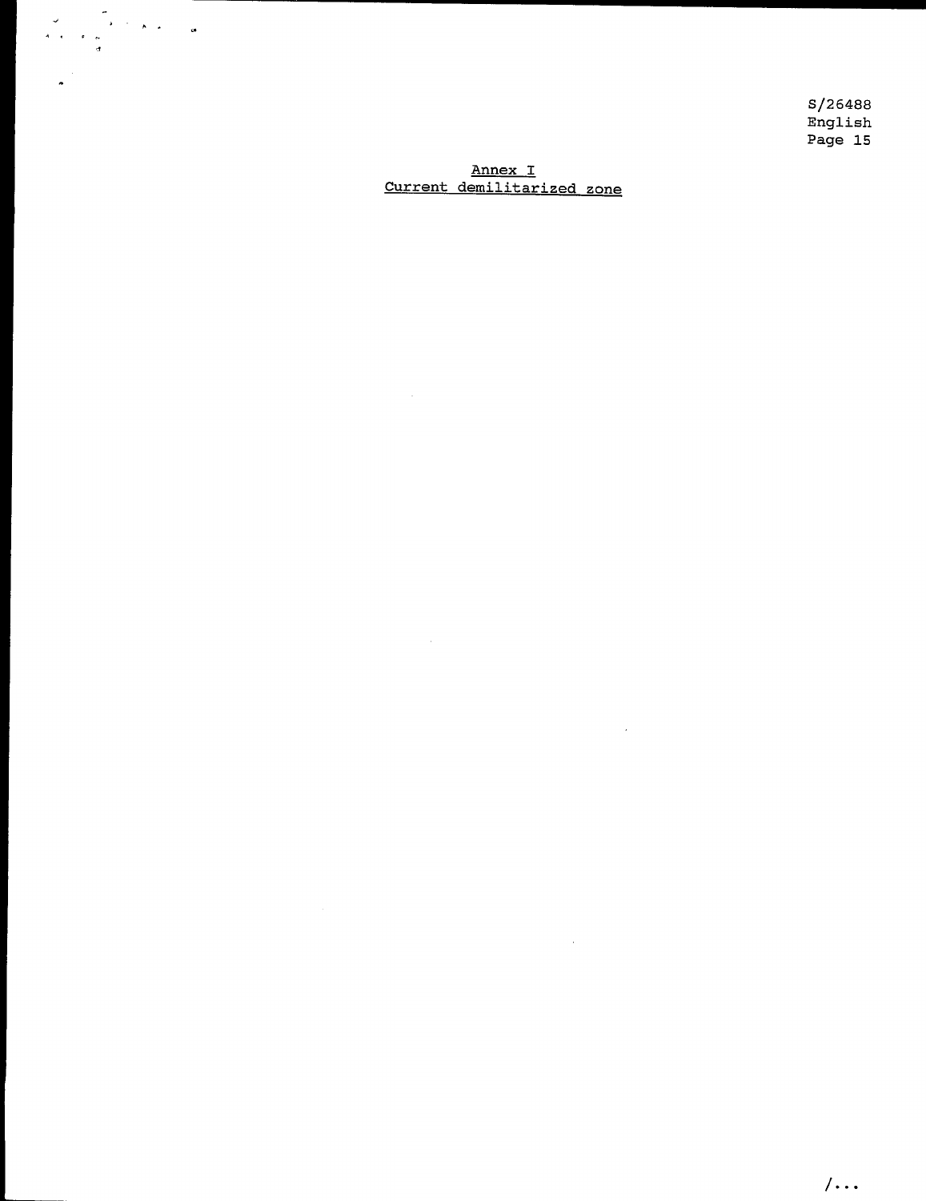## Annex I

## Current demilitarized zone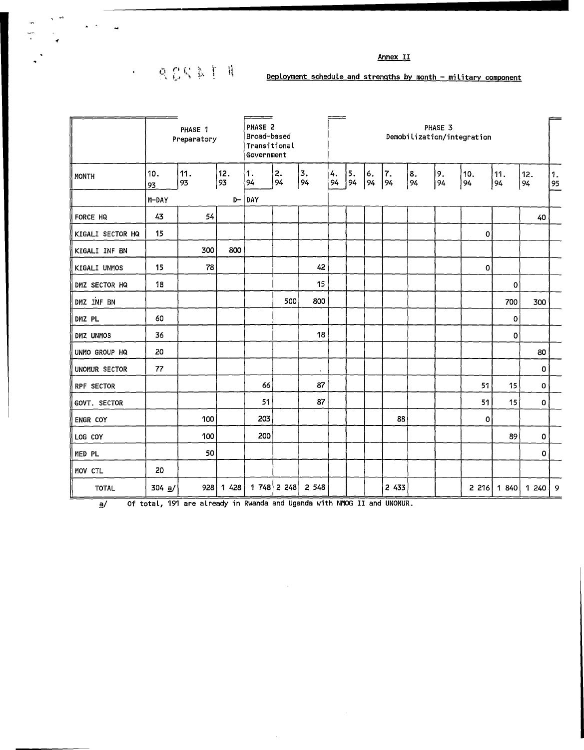Annex II

Deployment schedule and strengths by month - military component

| | PHASE 1 Preparatory | | | PHASE 2 Broad-based Transitional Government | | | PHASE 3 Demobilization/integration | | | | | | | | | |
|---|---|---|---|---|---|---|---|---|---|---|---|---|---|---|---|---|
| MONTH | 10. 93 | 11. 93 | 12. 93 | 1. 94 | 2. 94 | 3. 94 | 4. 94 | 5. 94 | 6. 94 | 7. 94 | 8. 94 | 9. 94 | 10. 94 | 11. 94 | 12. 94 | 1. 95 |
| | M-DAY | | D- | DAY | | | | | | | | | | | | |
| FORCE HQ | 43 | 54 | | | | | | | | | | | | | 40 | |
| KIGALI SECTOR HQ | 15 | | | | | | | | | | | | 0 | | | |
| KIGALI INF BN | | 300 | 800 | | | | | | | | | | | | | |
| KIGALI UNMOS | 15 | 78 | | | | 42 | | | | | | | 0 | | | |
| DMZ SECTOR HQ | 18 | | | | | 15 | | | | | | | | 0 | | |
| DMZ INF BN | | | | | 500 | 800 | | | | | | | | 700 | 300 | |
| DMZ PL | 60 | | | | | | | | | | | | | 0 | | |
| DMZ UNMOS | 36 | | | | | 18 | | | | | | | | 0 | | |
| UNMO GROUP HQ | 20 | | | | | | | | | | | | | | 80 | |
| UNOMUR SECTOR | 77 | | | | | | | | | | | | | | 0 | |
| RPF SECTOR | | | | 66 | | 87 | | | | | | | 51 | 15 | 0 | |
| GOVT. SECTOR | | | | 51 | | 87 | | | | | | | 51 | 15 | 0 | |
| ENGR COY | | 100 | | 203 | | | | | | 88 | | | 0 | | | |
| LOG COY | | 100 | | 200 | | | | | | | | | | 89 | 0 | |
| MED PL | | 50 | | | | | | | | | | | | | 0 | |
| MOV CTL | 20 | | | | | | | | | | | | | | | |
| TOTAL | 304 a/ | 928 | 1 428 | 1 748 | 2 248 | 2 548 | | | | 2 433 | | | 2 216 | 1 840 | 1 240 | 9 |

a/ Of total, 191 are already in Rwanda and Uganda with NMOG II and UNOMUR.